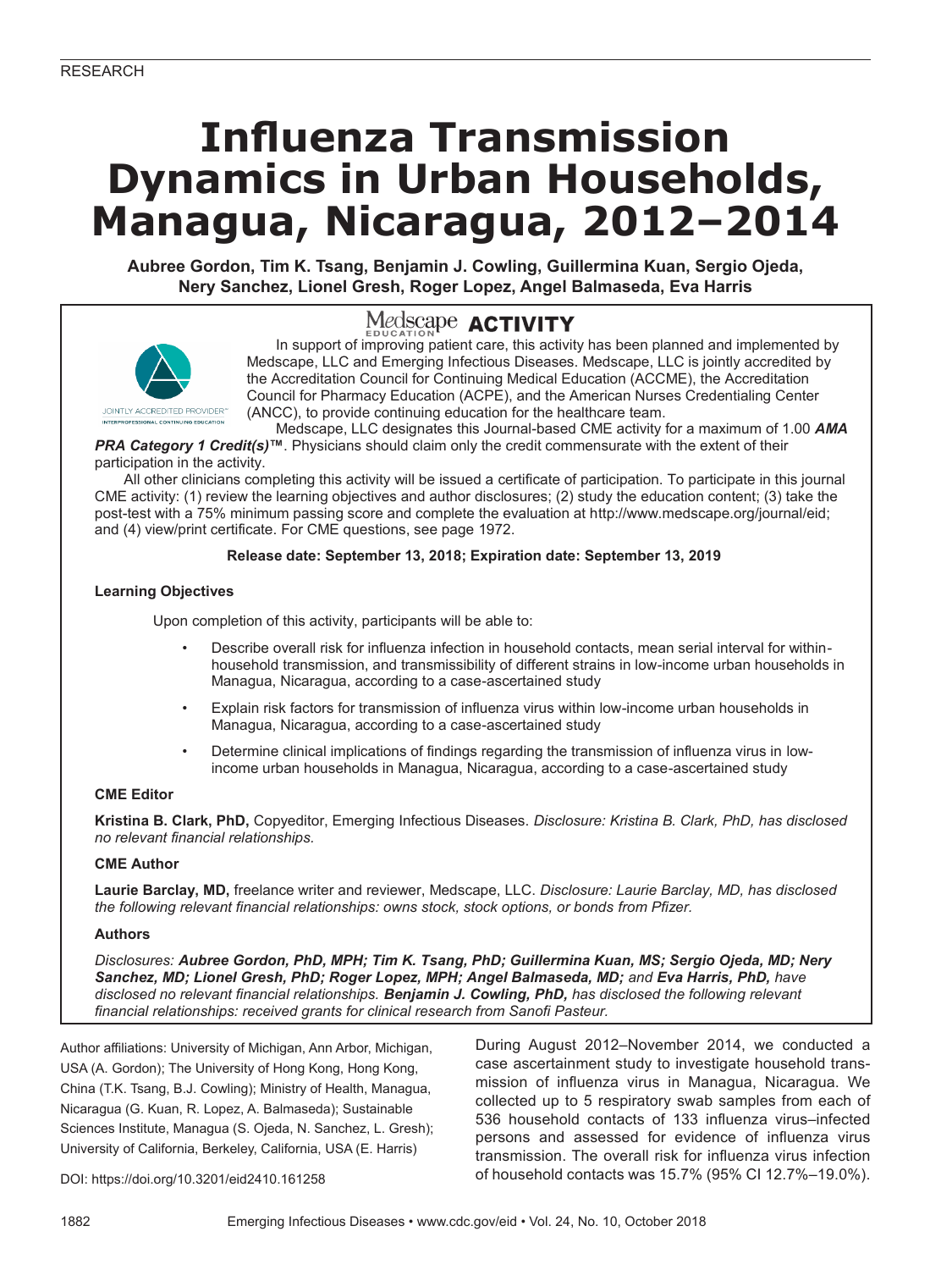RESEARCH

# Influenza Transmission Dynamics in Urban Households, Managua, Nicaragua, 2012–2014

**Aubree Gordon, Tim K. Tsang, Benjamin J. Cowling, Guillermina Kuan, Sergio Ojeda, Nery Sanchez, Lionel Gresh, Roger Lopez, Angel Balmaseda, Eva Harris**

## Medscape EDUCATION ACTIVITY

In support of improving patient care, this activity has been planned and implemented by Medscape, LLC and Emerging Infectious Diseases. Medscape, LLC is jointly accredited by the Accreditation Council for Continuing Medical Education (ACCME), the Accreditation Council for Pharmacy Education (ACPE), and the American Nurses Credentialing Center (ANCC), to provide continuing education for the healthcare team.

Medscape, LLC designates this Journal-based CME activity for a maximum of 1.00 ***AMA PRA Category 1 Credit(s)™***. Physicians should claim only the credit commensurate with the extent of their participation in the activity.

All other clinicians completing this activity will be issued a certificate of participation. To participate in this journal CME activity: (1) review the learning objectives and author disclosures; (2) study the education content; (3) take the post-test with a 75% minimum passing score and complete the evaluation at http://www.medscape.org/journal/eid; and (4) view/print certificate. For CME questions, see page 1972.

**Release date: September 13, 2018; Expiration date: September 13, 2019**

### Learning Objectives

Upon completion of this activity, participants will be able to:

- Describe overall risk for influenza infection in household contacts, mean serial interval for within-household transmission, and transmissibility of different strains in low-income urban households in Managua, Nicaragua, according to a case-ascertained study
- Explain risk factors for transmission of influenza virus within low-income urban households in Managua, Nicaragua, according to a case-ascertained study
- Determine clinical implications of findings regarding the transmission of influenza virus in low-income urban households in Managua, Nicaragua, according to a case-ascertained study

### CME Editor

**Kristina B. Clark, PhD,** Copyeditor, Emerging Infectious Diseases. *Disclosure: Kristina B. Clark, PhD, has disclosed no relevant financial relationships.*

### CME Author

**Laurie Barclay, MD,** freelance writer and reviewer, Medscape, LLC. *Disclosure: Laurie Barclay, MD, has disclosed the following relevant financial relationships: owns stock, stock options, or bonds from Pfizer.*

### Authors

*Disclosures: **Aubree Gordon, PhD, MPH; Tim K. Tsang, PhD; Guillermina Kuan, MS; Sergio Ojeda, MD; Nery Sanchez, MD; Lionel Gresh, PhD; Roger Lopez, MPH; Angel Balmaseda, MD;** and **Eva Harris, PhD,** have disclosed no relevant financial relationships. **Benjamin J. Cowling, PhD,** has disclosed the following relevant financial relationships: received grants for clinical research from Sanofi Pasteur.*

Author affiliations: University of Michigan, Ann Arbor, Michigan, USA (A. Gordon); The University of Hong Kong, Hong Kong, China (T.K. Tsang, B.J. Cowling); Ministry of Health, Managua, Nicaragua (G. Kuan, R. Lopez, A. Balmaseda); Sustainable Sciences Institute, Managua (S. Ojeda, N. Sanchez, L. Gresh); University of California, Berkeley, California, USA (E. Harris)

DOI: https://doi.org/10.3201/eid2410.161258

During August 2012–November 2014, we conducted a case ascertainment study to investigate household transmission of influenza virus in Managua, Nicaragua. We collected up to 5 respiratory swab samples from each of 536 household contacts of 133 influenza virus–infected persons and assessed for evidence of influenza virus transmission. The overall risk for influenza virus infection of household contacts was 15.7% (95% CI 12.7%–19.0%).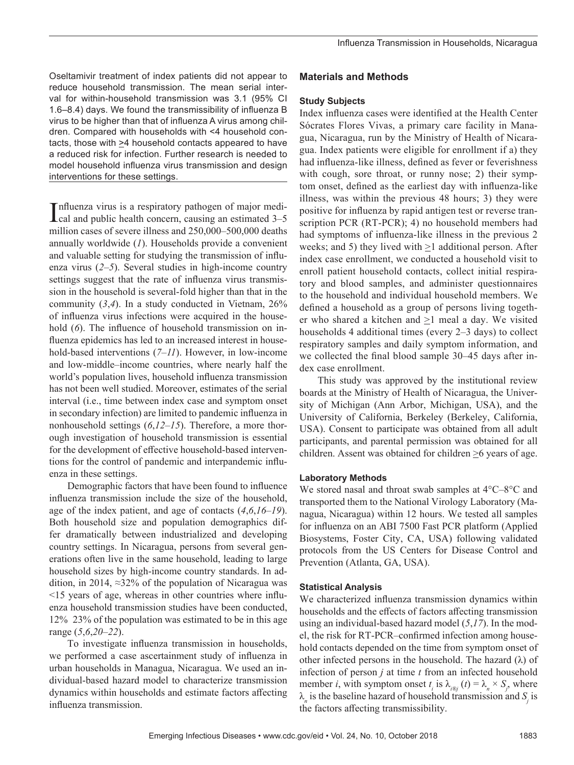Oseltamivir treatment of index patients did not appear to reduce household transmission. The mean serial interval for within-household transmission was 3.1 (95% CI 1.6–8.4) days. We found the transmissibility of influenza B virus to be higher than that of influenza A virus among children. Compared with households with <4 household contacts, those with ≥4 household contacts appeared to have a reduced risk for infection. Further research is needed to model household influenza virus transmission and design interventions for these settings.

Influenza virus is a respiratory pathogen of major medical and public health concern, causing an estimated 3–5 million cases of severe illness and 250,000–500,000 deaths annually worldwide (*1*). Households provide a convenient and valuable setting for studying the transmission of influenza virus (*2–5*). Several studies in high-income country settings suggest that the rate of influenza virus transmission in the household is several-fold higher than that in the community (*3*,*4*). In a study conducted in Vietnam, 26% of influenza virus infections were acquired in the household (*6*). The influence of household transmission on influenza epidemics has led to an increased interest in household-based interventions (*7–11*). However, in low-income and low-middle–income countries, where nearly half the world's population lives, household influenza transmission has not been well studied. Moreover, estimates of the serial interval (i.e., time between index case and symptom onset in secondary infection) are limited to pandemic influenza in nonhousehold settings (*6*,*12–15*). Therefore, a more thorough investigation of household transmission is essential for the development of effective household-based interventions for the control of pandemic and interpandemic influenza in these settings.

Demographic factors that have been found to influence influenza transmission include the size of the household, age of the index patient, and age of contacts (*4*,*6*,*16–19*). Both household size and population demographics differ dramatically between industrialized and developing country settings. In Nicaragua, persons from several generations often live in the same household, leading to large household sizes by high-income country standards. In addition, in 2014, ≈32% of the population of Nicaragua was <15 years of age, whereas in other countries where influenza household transmission studies have been conducted, 12% 23% of the population was estimated to be in this age range (*5*,*6*,*20–22*).

To investigate influenza transmission in households, we performed a case ascertainment study of influenza in urban households in Managua, Nicaragua. We used an individual-based hazard model to characterize transmission dynamics within households and estimate factors affecting influenza transmission.

## Materials and Methods

### Study Subjects

Index influenza cases were identified at the Health Center Sócrates Flores Vivas, a primary care facility in Managua, Nicaragua, run by the Ministry of Health of Nicaragua. Index patients were eligible for enrollment if a) they had influenza-like illness, defined as fever or feverishness with cough, sore throat, or runny nose; 2) their symptom onset, defined as the earliest day with influenza-like illness, was within the previous 48 hours; 3) they were positive for influenza by rapid antigen test or reverse transcription PCR (RT-PCR); 4) no household members had had symptoms of influenza-like illness in the previous 2 weeks; and 5) they lived with ≥1 additional person. After index case enrollment, we conducted a household visit to enroll patient household contacts, collect initial respiratory and blood samples, and administer questionnaires to the household and individual household members. We defined a household as a group of persons living together who shared a kitchen and ≥1 meal a day. We visited households 4 additional times (every 2–3 days) to collect respiratory samples and daily symptom information, and we collected the final blood sample 30–45 days after index case enrollment.

This study was approved by the institutional review boards at the Ministry of Health of Nicaragua, the University of Michigan (Ann Arbor, Michigan, USA), and the University of California, Berkeley (Berkeley, California, USA). Consent to participate was obtained from all adult participants, and parental permission was obtained for all children. Assent was obtained for children ≥6 years of age.

### Laboratory Methods

We stored nasal and throat swab samples at 4°C–8°C and transported them to the National Virology Laboratory (Managua, Nicaragua) within 12 hours. We tested all samples for influenza on an ABI 7500 Fast PCR platform (Applied Biosystems, Foster City, CA, USA) following validated protocols from the US Centers for Disease Control and Prevention (Atlanta, GA, USA).

### Statistical Analysis

We characterized influenza transmission dynamics within households and the effects of factors affecting transmission using an individual-based hazard model (*5*,*17*). In the model, the risk for RT-PCR–confirmed infection among household contacts depended on the time from symptom onset of other infected persons in the household. The hazard ($\lambda$) of infection of person $j$ at time $t$ from an infected household member $i$, with symptom onset $t_i$ is $\lambda_{i \otimes j}(t) = \lambda_n \times S_j$, where $\lambda_n$ is the baseline hazard of household transmission and $S_j$ is the factors affecting transmissibility.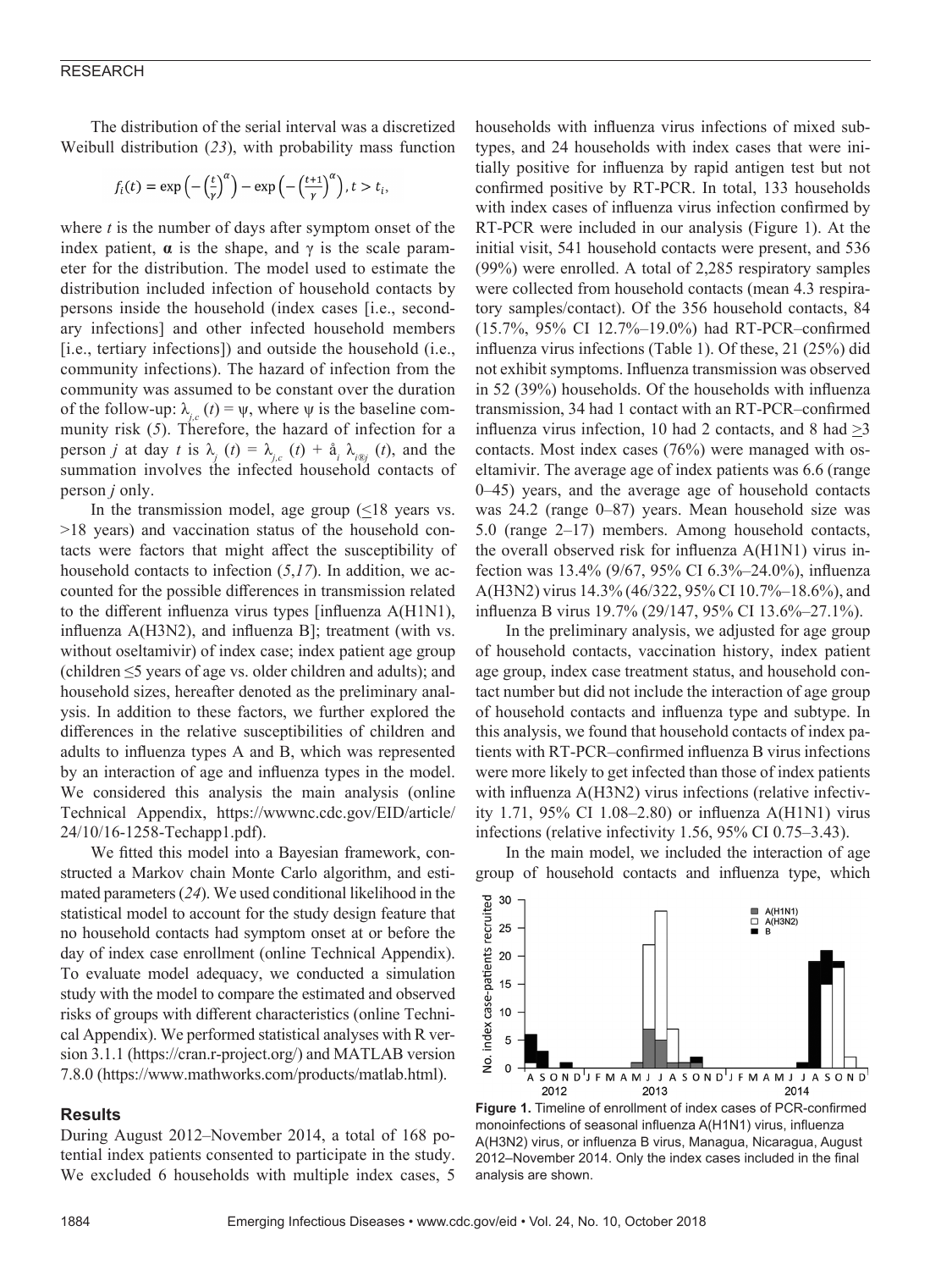The distribution of the serial interval was a discretized Weibull distribution (*23*), with probability mass function

$$f_i(t) = \exp\left(-\left(\frac{t}{\gamma}\right)^{\alpha}\right) - \exp\left(-\left(\frac{t+1}{\gamma}\right)^{\alpha}\right), t > t_i,$$

where $t$ is the number of days after symptom onset of the index patient, $\alpha$ is the shape, and $\gamma$ is the scale parameter for the distribution. The model used to estimate the distribution included infection of household contacts by persons inside the household (index cases [i.e., secondary infections] and other infected household members [i.e., tertiary infections]) and outside the household (i.e., community infections). The hazard of infection from the community was assumed to be constant over the duration of the follow-up: $\lambda_{j,c}(t) = \psi$, where $\psi$ is the baseline community risk (*5*). Therefore, the hazard of infection for a person $j$ at day $t$ is $\lambda_j(t) = \lambda_{j,c}(t) + \sum_i \lambda_{i \to j}(t)$, and the summation involves the infected household contacts of person $j$ only.

In the transmission model, age group (≤18 years vs. >18 years) and vaccination status of the household contacts were factors that might affect the susceptibility of household contacts to infection (*5*,*17*). In addition, we accounted for the possible differences in transmission related to the different influenza virus types [influenza A(H1N1), influenza A(H3N2), and influenza B]; treatment (with vs. without oseltamivir) of index case; index patient age group (children ≤5 years of age vs. older children and adults); and household sizes, hereafter denoted as the preliminary analysis. In addition to these factors, we further explored the differences in the relative susceptibilities of children and adults to influenza types A and B, which was represented by an interaction of age and influenza types in the model. We considered this analysis the main analysis (online Technical Appendix, https://wwwnc.cdc.gov/EID/article/24/10/16-1258-Techapp1.pdf).

We fitted this model into a Bayesian framework, constructed a Markov chain Monte Carlo algorithm, and estimated parameters (*24*). We used conditional likelihood in the statistical model to account for the study design feature that no household contacts had symptom onset at or before the day of index case enrollment (online Technical Appendix). To evaluate model adequacy, we conducted a simulation study with the model to compare the estimated and observed risks of groups with different characteristics (online Technical Appendix). We performed statistical analyses with R version 3.1.1 (https://cran.r-project.org/) and MATLAB version 7.8.0 (https://www.mathworks.com/products/matlab.html).

## Results

During August 2012–November 2014, a total of 168 potential index patients consented to participate in the study. We excluded 6 households with multiple index cases, 5 households with influenza virus infections of mixed subtypes, and 24 households with index cases that were initially positive for influenza by rapid antigen test but not confirmed positive by RT-PCR. In total, 133 households with index cases of influenza virus infection confirmed by RT-PCR were included in our analysis (Figure 1). At the initial visit, 541 household contacts were present, and 536 (99%) were enrolled. A total of 2,285 respiratory samples were collected from household contacts (mean 4.3 respiratory samples/contact). Of the 356 household contacts, 84 (15.7%, 95% CI 12.7%–19.0%) had RT-PCR–confirmed influenza virus infections (Table 1). Of these, 21 (25%) did not exhibit symptoms. Influenza transmission was observed in 52 (39%) households. Of the households with influenza transmission, 34 had 1 contact with an RT-PCR–confirmed influenza virus infection, 10 had 2 contacts, and 8 had ≥3 contacts. Most index cases (76%) were managed with oseltamivir. The average age of index patients was 6.6 (range 0–45) years, and the average age of household contacts was 24.2 (range 0–87) years. Mean household size was 5.0 (range 2–17) members. Among household contacts, the overall observed risk for influenza A(H1N1) virus infection was 13.4% (9/67, 95% CI 6.3%–24.0%), influenza A(H3N2) virus 14.3% (46/322, 95% CI 10.7%–18.6%), and influenza B virus 19.7% (29/147, 95% CI 13.6%–27.1%).

In the preliminary analysis, we adjusted for age group of household contacts, vaccination history, index patient age group, index case treatment status, and household contact number but did not include the interaction of age group of household contacts and influenza type and subtype. In this analysis, we found that household contacts of index patients with RT-PCR–confirmed influenza B virus infections were more likely to get infected than those of index patients with influenza A(H3N2) virus infections (relative infectivity 1.71, 95% CI 1.08–2.80) or influenza A(H1N1) virus infections (relative infectivity 1.56, 95% CI 0.75–3.43).

In the main model, we included the interaction of age group of household contacts and influenza type, which

**Figure 1.** Timeline of enrollment of index cases of PCR-confirmed monoinfections of seasonal influenza A(H1N1) virus, influenza A(H3N2) virus, or influenza B virus, Managua, Nicaragua, August 2012–November 2014. Only the index cases included in the final analysis are shown.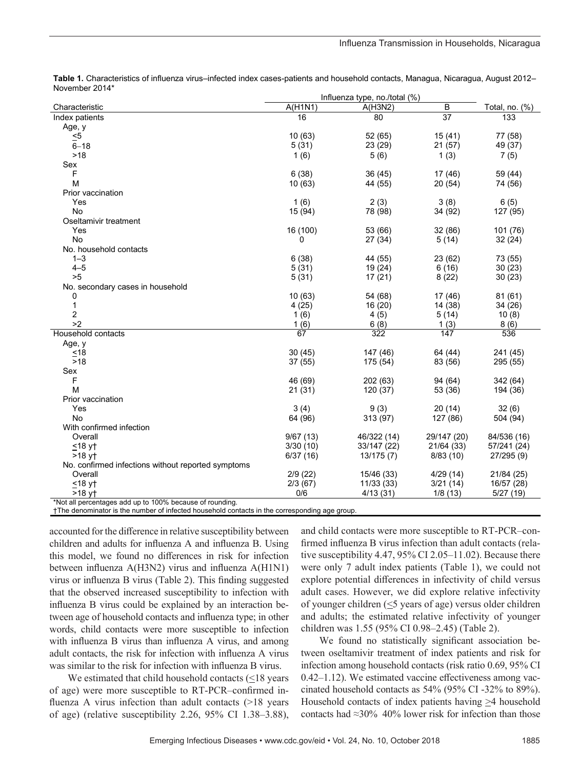**Table 1.** Characteristics of influenza virus–infected index cases-patients and household contacts, Managua, Nicaragua, August 2012–November 2014*

| Characteristic | Influenza type, no./total (%) | | | Total, no. (%) |
|---|---|---|---|---|
| | A(H1N1) | A(H3N2) | B | |
| Index patients | 16 | 80 | 37 | 133 |
| Age, y | | | | |
| ≤5 | 10 (63) | 52 (65) | 15 (41) | 77 (58) |
| 6–18 | 5 (31) | 23 (29) | 21 (57) | 49 (37) |
| >18 | 1 (6) | 5 (6) | 1 (3) | 7 (5) |
| Sex | | | | |
| F | 6 (38) | 36 (45) | 17 (46) | 59 (44) |
| M | 10 (63) | 44 (55) | 20 (54) | 74 (56) |
| Prior vaccination | | | | |
| Yes | 1 (6) | 2 (3) | 3 (8) | 6 (5) |
| No | 15 (94) | 78 (98) | 34 (92) | 127 (95) |
| Oseltamivir treatment | | | | |
| Yes | 16 (100) | 53 (66) | 32 (86) | 101 (76) |
| No | 0 | 27 (34) | 5 (14) | 32 (24) |
| No. household contacts | | | | |
| 1–3 | 6 (38) | 44 (55) | 23 (62) | 73 (55) |
| 4–5 | 5 (31) | 19 (24) | 6 (16) | 30 (23) |
| >5 | 5 (31) | 17 (21) | 8 (22) | 30 (23) |
| No. secondary cases in household | | | | |
| 0 | 10 (63) | 54 (68) | 17 (46) | 81 (61) |
| 1 | 4 (25) | 16 (20) | 14 (38) | 34 (26) |
| 2 | 1 (6) | 4 (5) | 5 (14) | 10 (8) |
| >2 | 1 (6) | 6 (8) | 1 (3) | 8 (6) |
| Household contacts | 67 | 322 | 147 | 536 |
| Age, y | | | | |
| ≤18 | 30 (45) | 147 (46) | 64 (44) | 241 (45) |
| >18 | 37 (55) | 175 (54) | 83 (56) | 295 (55) |
| Sex | | | | |
| F | 46 (69) | 202 (63) | 94 (64) | 342 (64) |
| M | 21 (31) | 120 (37) | 53 (36) | 194 (36) |
| Prior vaccination | | | | |
| Yes | 3 (4) | 9 (3) | 20 (14) | 32 (6) |
| No | 64 (96) | 313 (97) | 127 (86) | 504 (94) |
| With confirmed infection | | | | |
| Overall | 9/67 (13) | 46/322 (14) | 29/147 (20) | 84/536 (16) |
| ≤18 y† | 3/30 (10) | 33/147 (22) | 21/64 (33) | 57/241 (24) |
| >18 y† | 6/37 (16) | 13/175 (7) | 8/83 (10) | 27/295 (9) |
| No. confirmed infections without reported symptoms | | | | |
| Overall | 2/9 (22) | 15/46 (33) | 4/29 (14) | 21/84 (25) |
| ≤18 y† | 2/3 (67) | 11/33 (33) | 3/21 (14) | 16/57 (28) |
| >18 y† | 0/6 | 4/13 (31) | 1/8 (13) | 5/27 (19) |

*Not all percentages add up to 100% because of rounding.
†The denominator is the number of infected household contacts in the corresponding age group.

accounted for the difference in relative susceptibility between children and adults for influenza A and influenza B. Using this model, we found no differences in risk for infection between influenza A(H3N2) virus and influenza A(H1N1) virus or influenza B virus (Table 2). This finding suggested that the observed increased susceptibility to infection with influenza B virus could be explained by an interaction between age of household contacts and influenza type; in other words, child contacts were more susceptible to infection with influenza B virus than influenza A virus, and among adult contacts, the risk for infection with influenza A virus was similar to the risk for infection with influenza B virus.

We estimated that child household contacts (≤18 years of age) were more susceptible to RT-PCR–confirmed influenza A virus infection than adult contacts (>18 years of age) (relative susceptibility 2.26, 95% CI 1.38–3.88), and child contacts were more susceptible to RT-PCR–confirmed influenza B virus infection than adult contacts (relative susceptibility 4.47, 95% CI 2.05–11.02). Because there were only 7 adult index patients (Table 1), we could not explore potential differences in infectivity of child versus adult cases. However, we did explore relative infectivity of younger children (≤5 years of age) versus older children and adults; the estimated relative infectivity of younger children was 1.55 (95% CI 0.98–2.45) (Table 2).

We found no statistically significant association between oseltamivir treatment of index patients and risk for infection among household contacts (risk ratio 0.69, 95% CI 0.42–1.12). We estimated vaccine effectiveness among vaccinated household contacts as 54% (95% CI -32% to 89%). Household contacts of index patients having ≥4 household contacts had ≈30%–40% lower risk for infection than those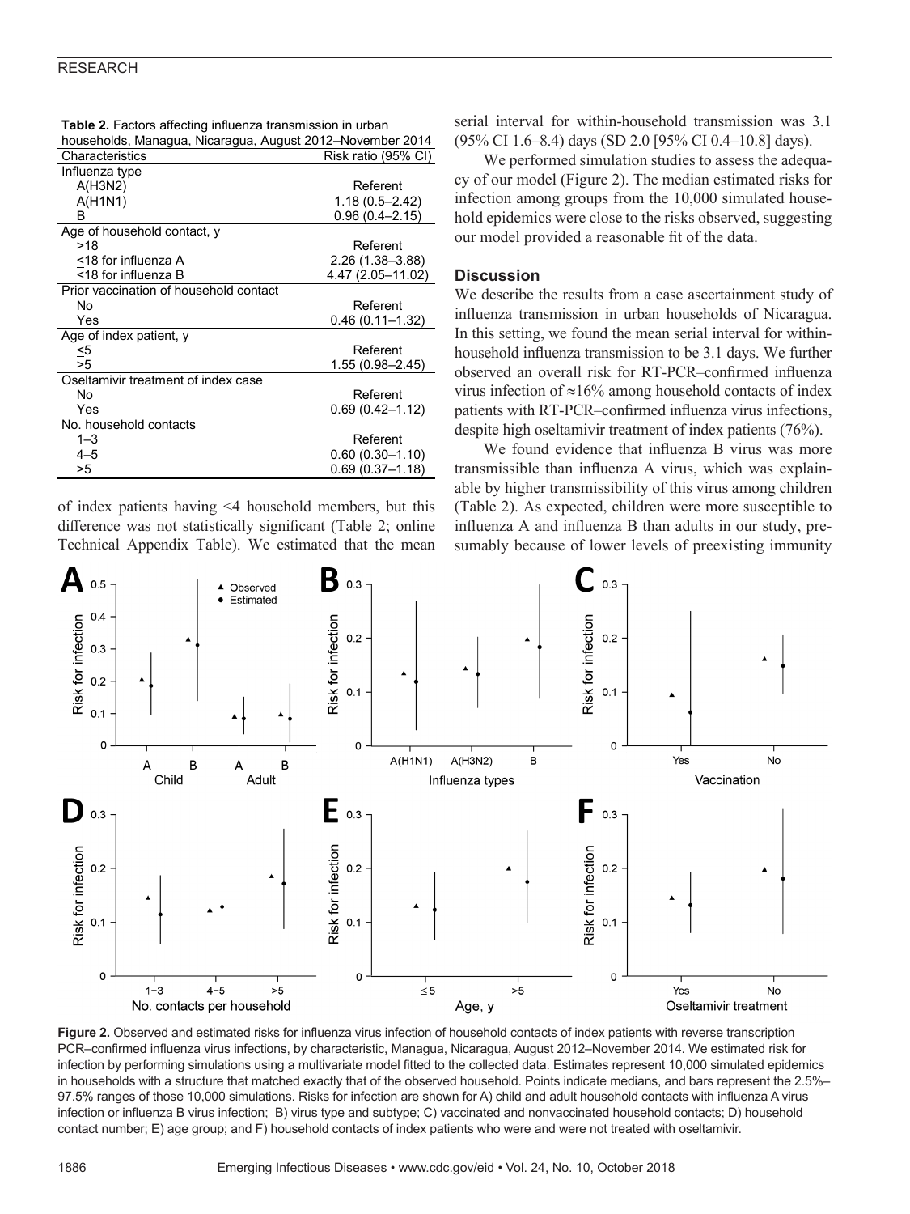**Table 2.** Factors affecting influenza transmission in urban households, Managua, Nicaragua, August 2012–November 2014

| Characteristics | Risk ratio (95% CI) |
|---|---|
| Influenza type | |
| A(H3N2) | Referent |
| A(H1N1) | 1.18 (0.5–2.42) |
| B | 0.96 (0.4–2.15) |
| Age of household contact, y | |
| >18 | Referent |
| ≤18 for influenza A | 2.26 (1.38–3.88) |
| ≤18 for influenza B | 4.47 (2.05–11.02) |
| Prior vaccination of household contact | |
| No | Referent |
| Yes | 0.46 (0.11–1.32) |
| Age of index patient, y | |
| ≤5 | Referent |
| >5 | 1.55 (0.98–2.45) |
| Oseltamivir treatment of index case | |
| No | Referent |
| Yes | 0.69 (0.42–1.12) |
| No. household contacts | |
| 1–3 | Referent |
| 4–5 | 0.60 (0.30–1.10) |
| >5 | 0.69 (0.37–1.18) |

of index patients having <4 household members, but this difference was not statistically significant (Table 2; online Technical Appendix Table). We estimated that the mean serial interval for within-household transmission was 3.1 (95% CI 1.6–8.4) days (SD 2.0 [95% CI 0.4–10.8] days).

We performed simulation studies to assess the adequacy of our model (Figure 2). The median estimated risks for infection among groups from the 10,000 simulated household epidemics were close to the risks observed, suggesting our model provided a reasonable fit of the data.

## Discussion

We describe the results from a case ascertainment study of influenza transmission in urban households of Nicaragua. In this setting, we found the mean serial interval for within-household influenza transmission to be 3.1 days. We further observed an overall risk for RT-PCR–confirmed influenza virus infection of ≈16% among household contacts of index patients with RT-PCR–confirmed influenza virus infections, despite high oseltamivir treatment of index patients (76%).

We found evidence that influenza B virus was more transmissible than influenza A virus, which was explainable by higher transmissibility of this virus among children (Table 2). As expected, children were more susceptible to influenza A and influenza B than adults in our study, presumably because of lower levels of preexisting immunity

**Figure 2.** Observed and estimated risks for influenza virus infection of household contacts of index patients with reverse transcription PCR–confirmed influenza virus infections, by characteristic, Managua, Nicaragua, August 2012–November 2014. We estimated risk for infection by performing simulations using a multivariate model fitted to the collected data. Estimates represent 10,000 simulated epidemics in households with a structure that matched exactly that of the observed household. Points indicate medians, and bars represent the 2.5%–97.5% ranges of those 10,000 simulations. Risks for infection are shown for A) child and adult household contacts with influenza A virus infection or influenza B virus infection; B) virus type and subtype; C) vaccinated and nonvaccinated household contacts; D) household contact number; E) age group; and F) household contacts of index patients who were and were not treated with oseltamivir.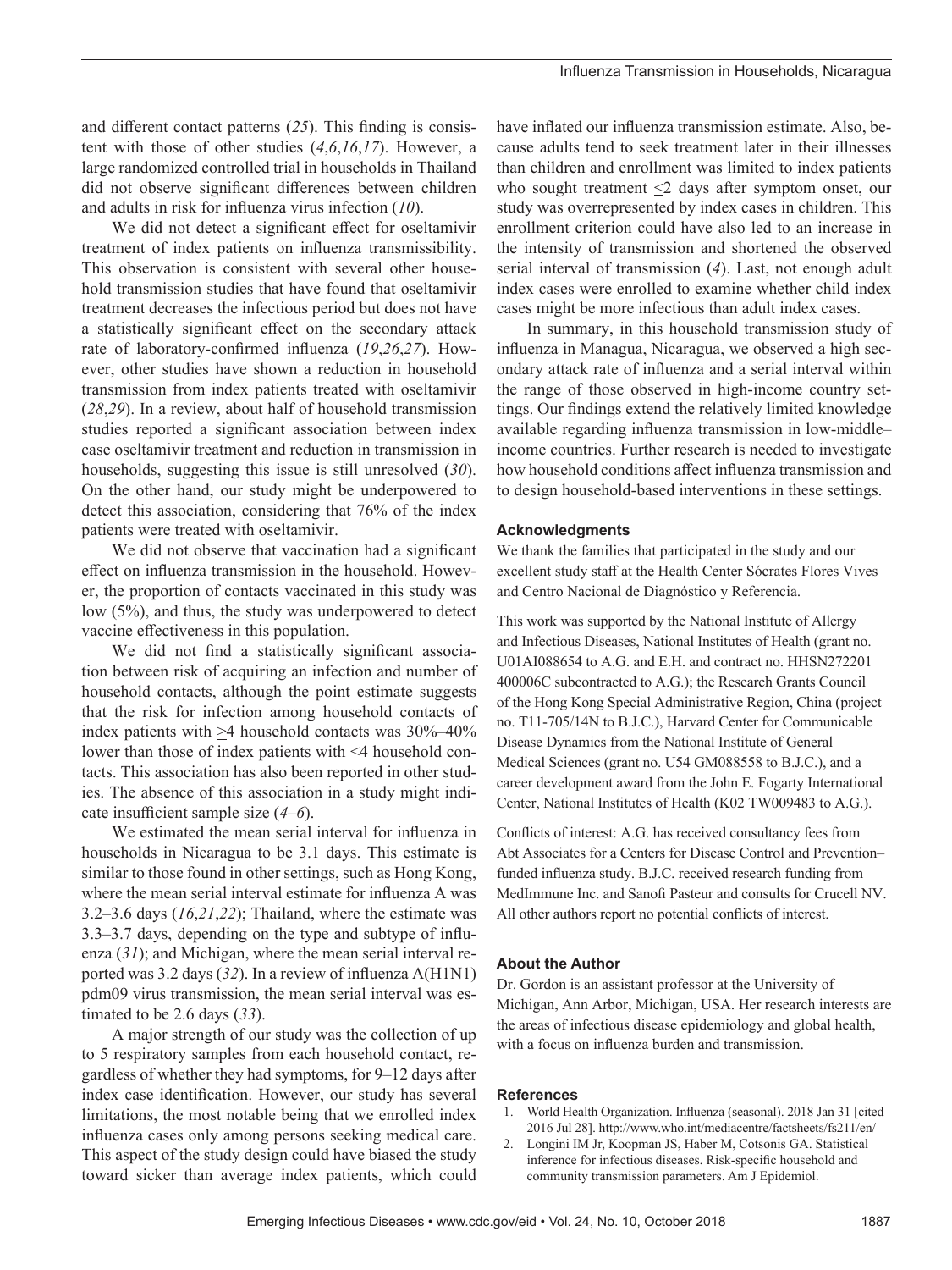and different contact patterns (*25*). This finding is consistent with those of other studies (*4*,*6*,*16*,*17*). However, a large randomized controlled trial in households in Thailand did not observe significant differences between children and adults in risk for influenza virus infection (*10*).

We did not detect a significant effect for oseltamivir treatment of index patients on influenza transmissibility. This observation is consistent with several other household transmission studies that have found that oseltamivir treatment decreases the infectious period but does not have a statistically significant effect on the secondary attack rate of laboratory-confirmed influenza (*19*,*26*,*27*). However, other studies have shown a reduction in household transmission from index patients treated with oseltamivir (*28*,*29*). In a review, about half of household transmission studies reported a significant association between index case oseltamivir treatment and reduction in transmission in households, suggesting this issue is still unresolved (*30*). On the other hand, our study might be underpowered to detect this association, considering that 76% of the index patients were treated with oseltamivir.

We did not observe that vaccination had a significant effect on influenza transmission in the household. However, the proportion of contacts vaccinated in this study was low (5%), and thus, the study was underpowered to detect vaccine effectiveness in this population.

We did not find a statistically significant association between risk of acquiring an infection and number of household contacts, although the point estimate suggests that the risk for infection among household contacts of index patients with ≥4 household contacts was 30%–40% lower than those of index patients with <4 household contacts. This association has also been reported in other studies. The absence of this association in a study might indicate insufficient sample size (*4*–*6*).

We estimated the mean serial interval for influenza in households in Nicaragua to be 3.1 days. This estimate is similar to those found in other settings, such as Hong Kong, where the mean serial interval estimate for influenza A was 3.2–3.6 days (*16*,*21*,*22*); Thailand, where the estimate was 3.3–3.7 days, depending on the type and subtype of influenza (*31*); and Michigan, where the mean serial interval reported was 3.2 days (*32*). In a review of influenza A(H1N1)pdm09 virus transmission, the mean serial interval was estimated to be 2.6 days (*33*).

A major strength of our study was the collection of up to 5 respiratory samples from each household contact, regardless of whether they had symptoms, for 9–12 days after index case identification. However, our study has several limitations, the most notable being that we enrolled index influenza cases only among persons seeking medical care. This aspect of the study design could have biased the study toward sicker than average index patients, which could have inflated our influenza transmission estimate. Also, because adults tend to seek treatment later in their illnesses than children and enrollment was limited to index patients who sought treatment ≤2 days after symptom onset, our study was overrepresented by index cases in children. This enrollment criterion could have also led to an increase in the intensity of transmission and shortened the observed serial interval of transmission (*4*). Last, not enough adult index cases were enrolled to examine whether child index cases might be more infectious than adult index cases.

In summary, in this household transmission study of influenza in Managua, Nicaragua, we observed a high secondary attack rate of influenza and a serial interval within the range of those observed in high-income country settings. Our findings extend the relatively limited knowledge available regarding influenza transmission in low-middle–income countries. Further research is needed to investigate how household conditions affect influenza transmission and to design household-based interventions in these settings.

## Acknowledgments

We thank the families that participated in the study and our excellent study staff at the Health Center Sócrates Flores Vives and Centro Nacional de Diagnóstico y Referencia.

This work was supported by the National Institute of Allergy and Infectious Diseases, National Institutes of Health (grant no. U01AI088654 to A.G. and E.H. and contract no. HHSN272201400006C subcontracted to A.G.); the Research Grants Council of the Hong Kong Special Administrative Region, China (project no. T11-705/14N to B.J.C.), Harvard Center for Communicable Disease Dynamics from the National Institute of General Medical Sciences (grant no. U54 GM088558 to B.J.C.), and a career development award from the John E. Fogarty International Center, National Institutes of Health (K02 TW009483 to A.G.).

Conflicts of interest: A.G. has received consultancy fees from Abt Associates for a Centers for Disease Control and Prevention–funded influenza study. B.J.C. received research funding from MedImmune Inc. and Sanofi Pasteur and consults for Crucell NV. All other authors report no potential conflicts of interest.

## About the Author

Dr. Gordon is an assistant professor at the University of Michigan, Ann Arbor, Michigan, USA. Her research interests are the areas of infectious disease epidemiology and global health, with a focus on influenza burden and transmission.

## References

1. World Health Organization. Influenza (seasonal). 2018 Jan 31 [cited 2016 Jul 28]. http://www.who.int/mediacentre/factsheets/fs211/en/
2. Longini IM Jr, Koopman JS, Haber M, Cotsonis GA. Statistical inference for infectious diseases. Risk-specific household and community transmission parameters. Am J Epidemiol.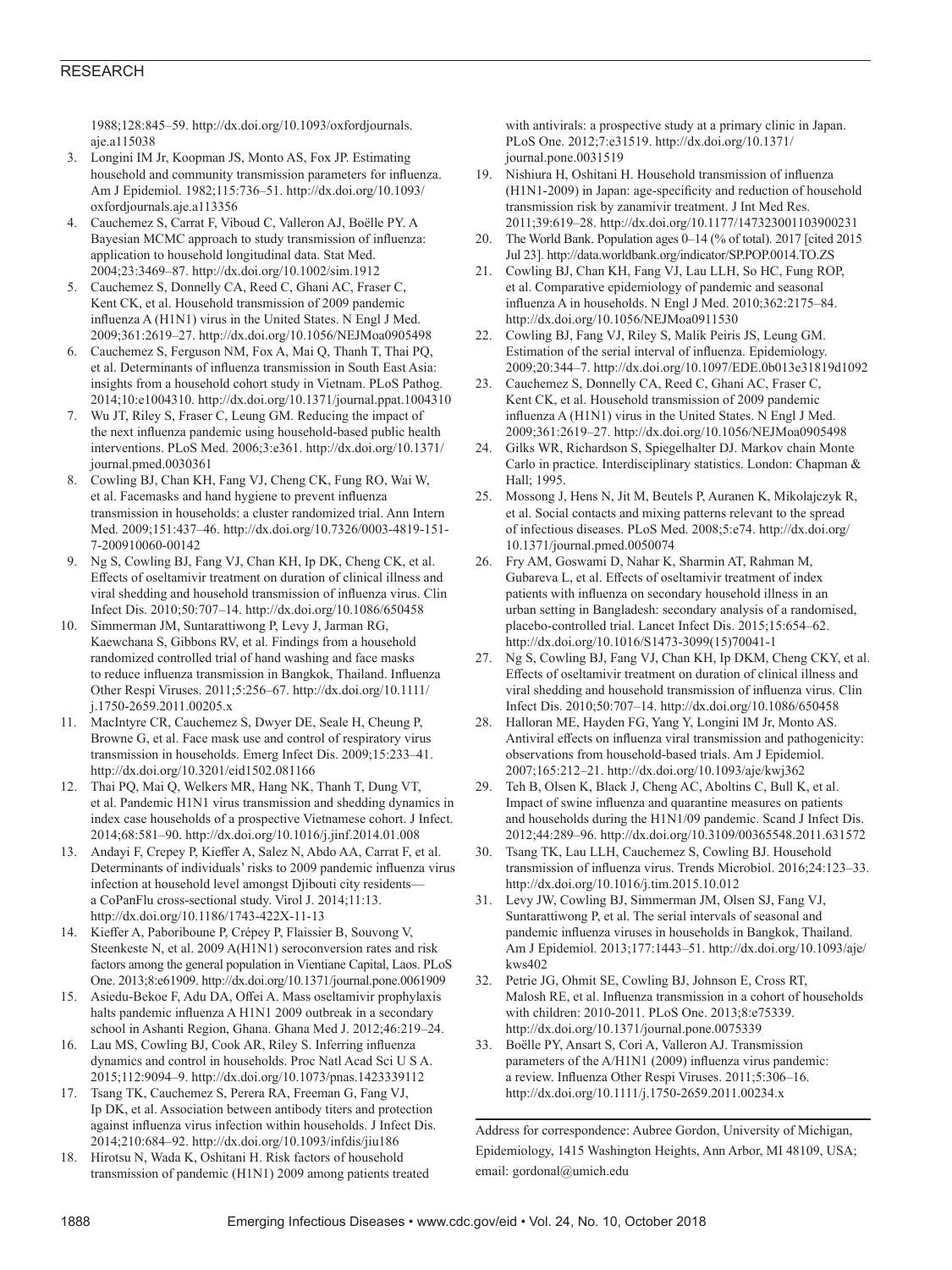1988;128:845–59. http://dx.doi.org/10.1093/oxfordjournals.aje.a115038

3. Longini IM Jr, Koopman JS, Monto AS, Fox JP. Estimating household and community transmission parameters for influenza. Am J Epidemiol. 1982;115:736–51. http://dx.doi.org/10.1093/oxfordjournals.aje.a113356
4. Cauchemez S, Carrat F, Viboud C, Valleron AJ, Boëlle PY. A Bayesian MCMC approach to study transmission of influenza: application to household longitudinal data. Stat Med. 2004;23:3469–87. http://dx.doi.org/10.1002/sim.1912
5. Cauchemez S, Donnelly CA, Reed C, Ghani AC, Fraser C, Kent CK, et al. Household transmission of 2009 pandemic influenza A (H1N1) virus in the United States. N Engl J Med. 2009;361:2619–27. http://dx.doi.org/10.1056/NEJMoa0905498
6. Cauchemez S, Ferguson NM, Fox A, Mai Q, Thanh T, Thai PQ, et al. Determinants of influenza transmission in South East Asia: insights from a household cohort study in Vietnam. PLoS Pathog. 2014;10:e1004310. http://dx.doi.org/10.1371/journal.ppat.1004310
7. Wu JT, Riley S, Fraser C, Leung GM. Reducing the impact of the next influenza pandemic using household-based public health interventions. PLoS Med. 2006;3:e361. http://dx.doi.org/10.1371/journal.pmed.0030361
8. Cowling BJ, Chan KH, Fang VJ, Cheng CK, Fung RO, Wai W, et al. Facemasks and hand hygiene to prevent influenza transmission in households: a cluster randomized trial. Ann Intern Med. 2009;151:437–46. http://dx.doi.org/10.7326/0003-4819-151-7-200910060-00142
9. Ng S, Cowling BJ, Fang VJ, Chan KH, Ip DK, Cheng CK, et al. Effects of oseltamivir treatment on duration of clinical illness and viral shedding and household transmission of influenza virus. Clin Infect Dis. 2010;50:707–14. http://dx.doi.org/10.1086/650458
10. Simmerman JM, Suntarattiwong P, Levy J, Jarman RG, Kaewchana S, Gibbons RV, et al. Findings from a household randomized controlled trial of hand washing and face masks to reduce influenza transmission in Bangkok, Thailand. Influenza Other Respi Viruses. 2011;5:256–67. http://dx.doi.org/10.1111/j.1750-2659.2011.00205.x
11. MacIntyre CR, Cauchemez S, Dwyer DE, Seale H, Cheung P, Browne G, et al. Face mask use and control of respiratory virus transmission in households. Emerg Infect Dis. 2009;15:233–41. http://dx.doi.org/10.3201/eid1502.081166
12. Thai PQ, Mai Q, Welkers MR, Hang NK, Thanh T, Dung VT, et al. Pandemic H1N1 virus transmission and shedding dynamics in index case households of a prospective Vietnamese cohort. J Infect. 2014;68:581–90. http://dx.doi.org/10.1016/j.jinf.2014.01.008
13. Andayi F, Crepey P, Kieffer A, Salez N, Abdo AA, Carrat F, et al. Determinants of individuals' risks to 2009 pandemic influenza virus infection at household level amongst Djibouti city residents—a CoPanFlu cross-sectional study. Virol J. 2014;11:13. http://dx.doi.org/10.1186/1743-422X-11-13
14. Kieffer A, Paboriboune P, Crépey P, Flaissier B, Souvong V, Steenkeste N, et al. 2009 A(H1N1) seroconversion rates and risk factors among the general population in Vientiane Capital, Laos. PLoS One. 2013;8:e61909. http://dx.doi.org/10.1371/journal.pone.0061909
15. Asiedu-Bekoe F, Adu DA, Offei A. Mass oseltamivir prophylaxis halts pandemic influenza A H1N1 2009 outbreak in a secondary school in Ashanti Region, Ghana. Ghana Med J. 2012;46:219–24.
16. Lau MS, Cowling BJ, Cook AR, Riley S. Inferring influenza dynamics and control in households. Proc Natl Acad Sci U S A. 2015;112:9094–9. http://dx.doi.org/10.1073/pnas.1423339112
17. Tsang TK, Cauchemez S, Perera RA, Freeman G, Fang VJ, Ip DK, et al. Association between antibody titers and protection against influenza virus infection within households. J Infect Dis. 2014;210:684–92. http://dx.doi.org/10.1093/infdis/jiu186
18. Hirotsu N, Wada K, Oshitani H. Risk factors of household transmission of pandemic (H1N1) 2009 among patients treated with antivirals: a prospective study at a primary clinic in Japan. PLoS One. 2012;7:e31519. http://dx.doi.org/10.1371/journal.pone.0031519
19. Nishiura H, Oshitani H. Household transmission of influenza (H1N1-2009) in Japan: age-specificity and reduction of household transmission risk by zanamivir treatment. J Int Med Res. 2011;39:619–28. http://dx.doi.org/10.1177/147323001103900231
20. The World Bank. Population ages 0–14 (% of total). 2017 [cited 2015 Jul 23]. http://data.worldbank.org/indicator/SP.POP.0014.TO.ZS
21. Cowling BJ, Chan KH, Fang VJ, Lau LLH, So HC, Fung ROP, et al. Comparative epidemiology of pandemic and seasonal influenza A in households. N Engl J Med. 2010;362:2175–84. http://dx.doi.org/10.1056/NEJMoa0911530
22. Cowling BJ, Fang VJ, Riley S, Malik Peiris JS, Leung GM. Estimation of the serial interval of influenza. Epidemiology. 2009;20:344–7. http://dx.doi.org/10.1097/EDE.0b013e31819d1092
23. Cauchemez S, Donnelly CA, Reed C, Ghani AC, Fraser C, Kent CK, et al. Household transmission of 2009 pandemic influenza A (H1N1) virus in the United States. N Engl J Med. 2009;361:2619–27. http://dx.doi.org/10.1056/NEJMoa0905498
24. Gilks WR, Richardson S, Spiegelhalter DJ. Markov chain Monte Carlo in practice. Interdisciplinary statistics. London: Chapman & Hall; 1995.
25. Mossong J, Hens N, Jit M, Beutels P, Auranen K, Mikolajczyk R, et al. Social contacts and mixing patterns relevant to the spread of infectious diseases. PLoS Med. 2008;5:e74. http://dx.doi.org/10.1371/journal.pmed.0050074
26. Fry AM, Goswami D, Nahar K, Sharmin AT, Rahman M, Gubareva L, et al. Effects of oseltamivir treatment of index patients with influenza on secondary household illness in an urban setting in Bangladesh: secondary analysis of a randomised, placebo-controlled trial. Lancet Infect Dis. 2015;15:654–62. http://dx.doi.org/10.1016/S1473-3099(15)70041-1
27. Ng S, Cowling BJ, Fang VJ, Chan KH, Ip DKM, Cheng CKY, et al. Effects of oseltamivir treatment on duration of clinical illness and viral shedding and household transmission of influenza virus. Clin Infect Dis. 2010;50:707–14. http://dx.doi.org/10.1086/650458
28. Halloran ME, Hayden FG, Yang Y, Longini IM Jr, Monto AS. Antiviral effects on influenza viral transmission and pathogenicity: observations from household-based trials. Am J Epidemiol. 2007;165:212–21. http://dx.doi.org/10.1093/aje/kwj362
29. Teh B, Olsen K, Black J, Cheng AC, Aboltins C, Bull K, et al. Impact of swine influenza and quarantine measures on patients and households during the H1N1/09 pandemic. Scand J Infect Dis. 2012;44:289–96. http://dx.doi.org/10.3109/00365548.2011.631572
30. Tsang TK, Lau LLH, Cauchemez S, Cowling BJ. Household transmission of influenza virus. Trends Microbiol. 2016;24:123–33. http://dx.doi.org/10.1016/j.tim.2015.10.012
31. Levy JW, Cowling BJ, Simmerman JM, Olsen SJ, Fang VJ, Suntarattiwong P, et al. The serial intervals of seasonal and pandemic influenza viruses in households in Bangkok, Thailand. Am J Epidemiol. 2013;177:1443–51. http://dx.doi.org/10.1093/aje/kws402
32. Petrie JG, Ohmit SE, Cowling BJ, Johnson E, Cross RT, Malosh RE, et al. Influenza transmission in a cohort of households with children: 2010-2011. PLoS One. 2013;8:e75339. http://dx.doi.org/10.1371/journal.pone.0075339
33. Boëlle PY, Ansart S, Cori A, Valleron AJ. Transmission parameters of the A/H1N1 (2009) influenza virus pandemic: a review. Influenza Other Respi Viruses. 2011;5:306–16. http://dx.doi.org/10.1111/j.1750-2659.2011.00234.x

Address for correspondence: Aubree Gordon, University of Michigan, Epidemiology, 1415 Washington Heights, Ann Arbor, MI 48109, USA; email: gordonal@umich.edu